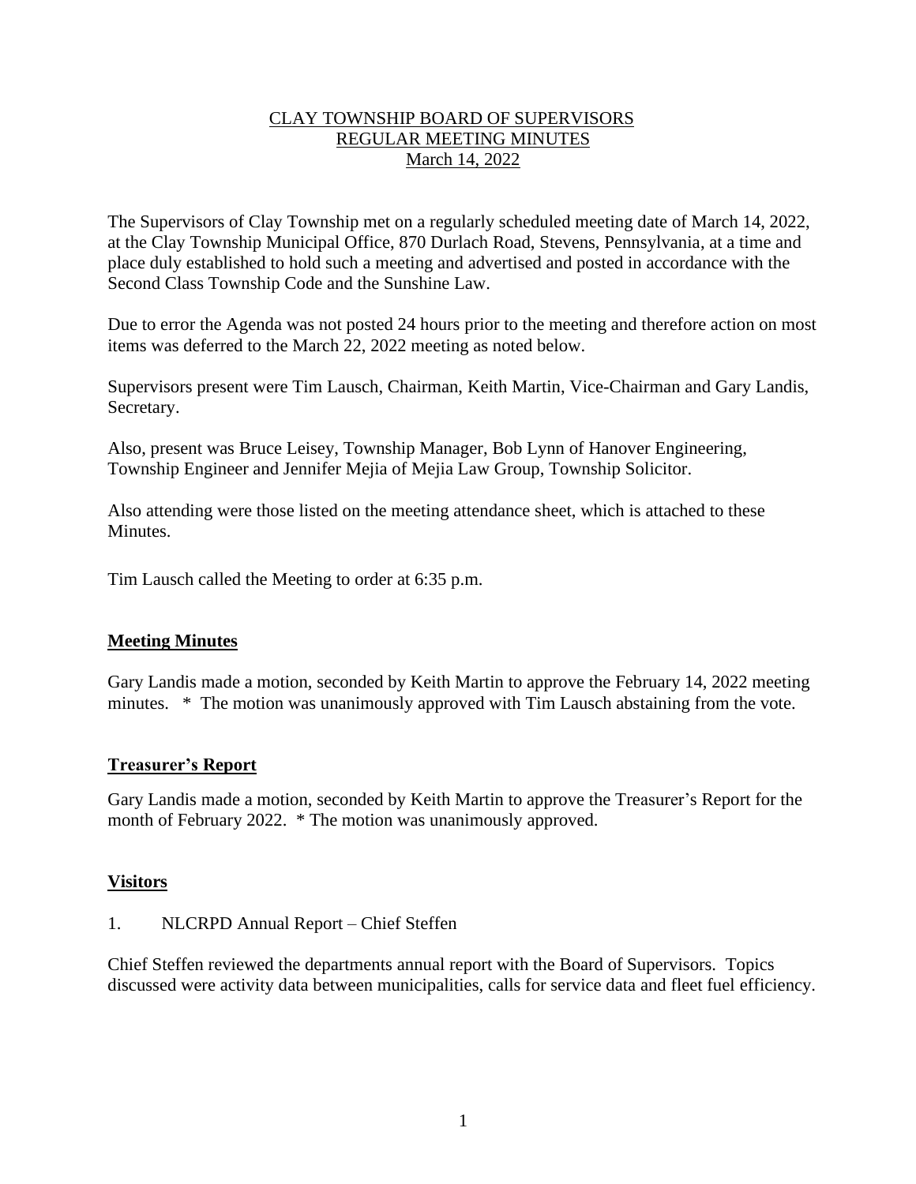CLAY TOWNSHIP BOARD OF SUPERVISORS
REGULAR MEETING MINUTES
March 14, 2022

The Supervisors of Clay Township met on a regularly scheduled meeting date of March 14, 2022, at the Clay Township Municipal Office, 870 Durlach Road, Stevens, Pennsylvania, at a time and place duly established to hold such a meeting and advertised and posted in accordance with the Second Class Township Code and the Sunshine Law.

Due to error the Agenda was not posted 24 hours prior to the meeting and therefore action on most items was deferred to the March 22, 2022 meeting as noted below.

Supervisors present were Tim Lausch, Chairman, Keith Martin, Vice-Chairman and Gary Landis, Secretary.

Also, present was Bruce Leisey, Township Manager, Bob Lynn of Hanover Engineering, Township Engineer and Jennifer Mejia of Mejia Law Group, Township Solicitor.

Also attending were those listed on the meeting attendance sheet, which is attached to these Minutes.

Tim Lausch called the Meeting to order at 6:35 p.m.

## Meeting Minutes

Gary Landis made a motion, seconded by Keith Martin to approve the February 14, 2022 meeting minutes. * The motion was unanimously approved with Tim Lausch abstaining from the vote.

## Treasurer's Report

Gary Landis made a motion, seconded by Keith Martin to approve the Treasurer's Report for the month of February 2022. * The motion was unanimously approved.

## Visitors

1. NLCRPD Annual Report – Chief Steffen

Chief Steffen reviewed the departments annual report with the Board of Supervisors. Topics discussed were activity data between municipalities, calls for service data and fleet fuel efficiency.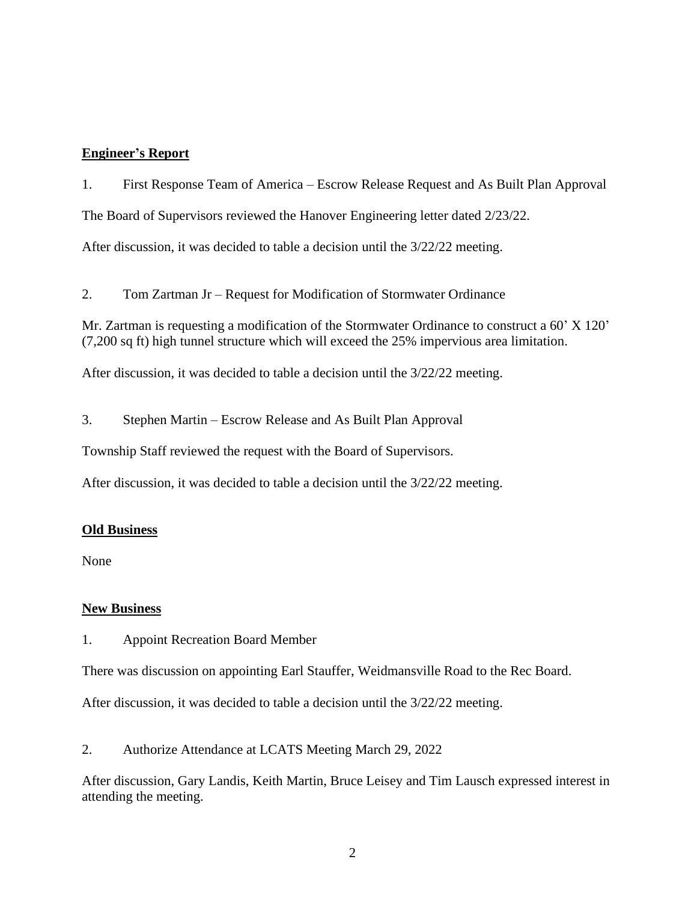**Engineer's Report**

1. First Response Team of America – Escrow Release Request and As Built Plan Approval

The Board of Supervisors reviewed the Hanover Engineering letter dated 2/23/22.

After discussion, it was decided to table a decision until the 3/22/22 meeting.

2. Tom Zartman Jr – Request for Modification of Stormwater Ordinance

Mr. Zartman is requesting a modification of the Stormwater Ordinance to construct a 60' X 120' (7,200 sq ft) high tunnel structure which will exceed the 25% impervious area limitation.

After discussion, it was decided to table a decision until the 3/22/22 meeting.

3. Stephen Martin – Escrow Release and As Built Plan Approval

Township Staff reviewed the request with the Board of Supervisors.

After discussion, it was decided to table a decision until the 3/22/22 meeting.

**Old Business**

None

**New Business**

1. Appoint Recreation Board Member

There was discussion on appointing Earl Stauffer, Weidmansville Road to the Rec Board.

After discussion, it was decided to table a decision until the 3/22/22 meeting.

2. Authorize Attendance at LCATS Meeting March 29, 2022

After discussion, Gary Landis, Keith Martin, Bruce Leisey and Tim Lausch expressed interest in attending the meeting.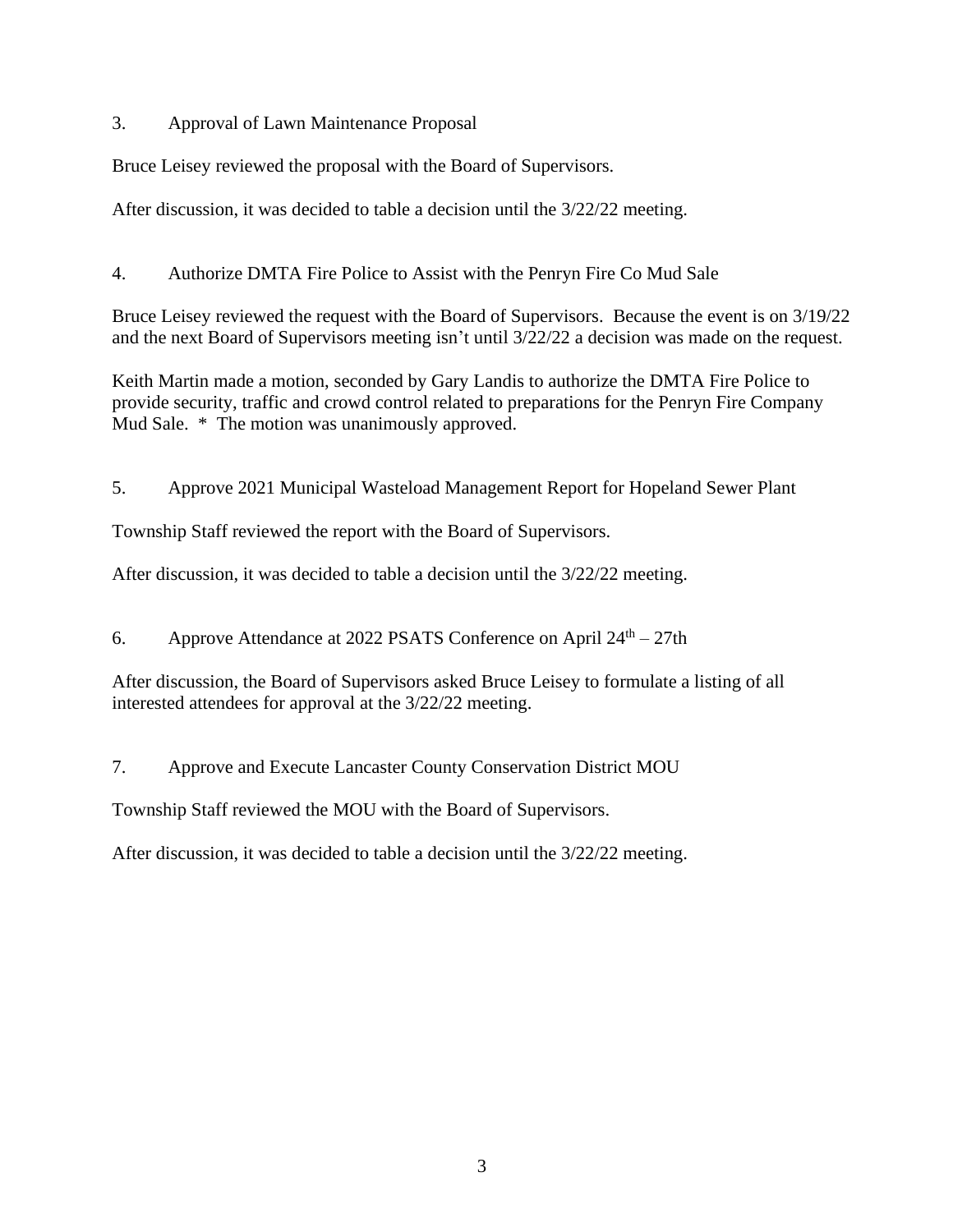3. Approval of Lawn Maintenance Proposal

Bruce Leisey reviewed the proposal with the Board of Supervisors.

After discussion, it was decided to table a decision until the 3/22/22 meeting.

4. Authorize DMTA Fire Police to Assist with the Penryn Fire Co Mud Sale

Bruce Leisey reviewed the request with the Board of Supervisors. Because the event is on 3/19/22 and the next Board of Supervisors meeting isn't until 3/22/22 a decision was made on the request.

Keith Martin made a motion, seconded by Gary Landis to authorize the DMTA Fire Police to provide security, traffic and crowd control related to preparations for the Penryn Fire Company Mud Sale. * The motion was unanimously approved.

5. Approve 2021 Municipal Wasteload Management Report for Hopeland Sewer Plant

Township Staff reviewed the report with the Board of Supervisors.

After discussion, it was decided to table a decision until the 3/22/22 meeting.

6. Approve Attendance at 2022 PSATS Conference on April 24th – 27th

After discussion, the Board of Supervisors asked Bruce Leisey to formulate a listing of all interested attendees for approval at the 3/22/22 meeting.

7. Approve and Execute Lancaster County Conservation District MOU

Township Staff reviewed the MOU with the Board of Supervisors.

After discussion, it was decided to table a decision until the 3/22/22 meeting.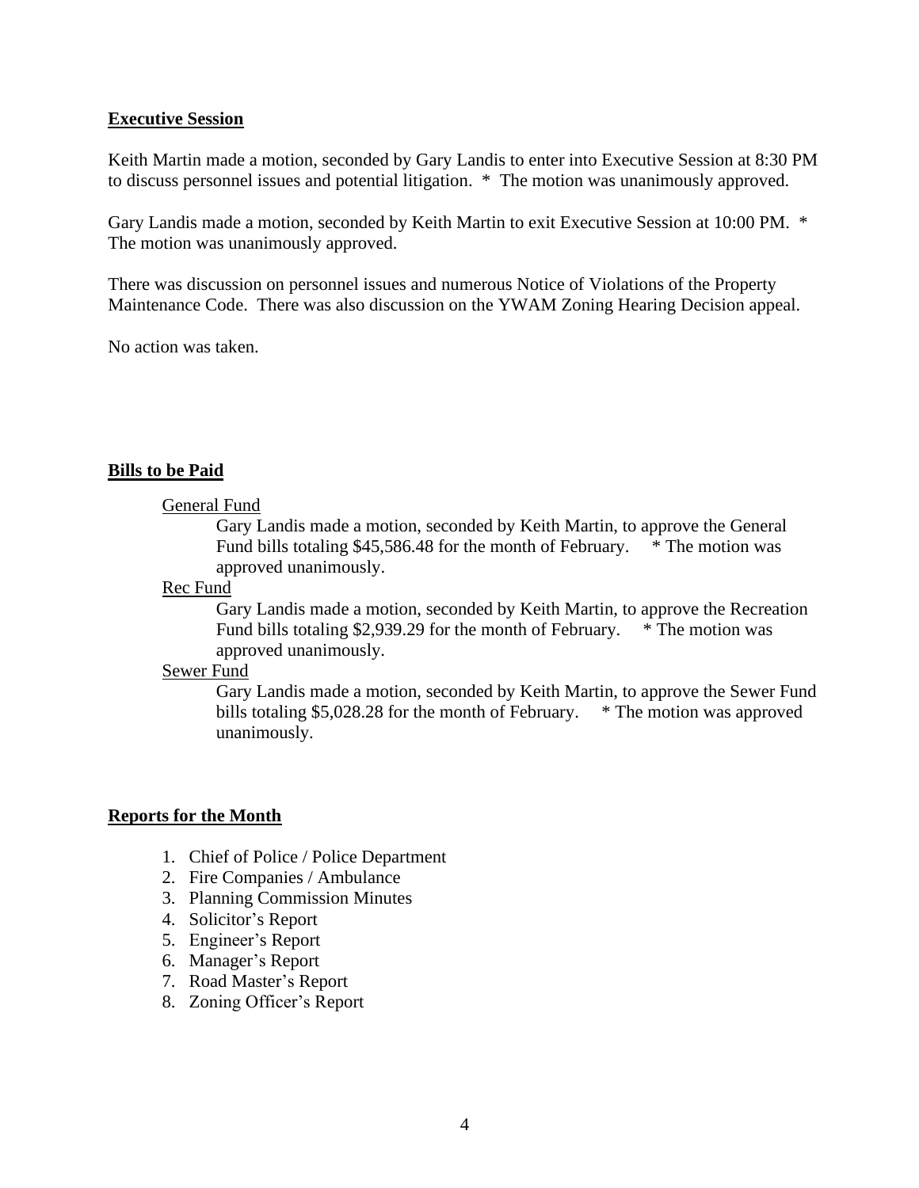**Executive Session**

Keith Martin made a motion, seconded by Gary Landis to enter into Executive Session at 8:30 PM to discuss personnel issues and potential litigation. * The motion was unanimously approved.

Gary Landis made a motion, seconded by Keith Martin to exit Executive Session at 10:00 PM. * The motion was unanimously approved.

There was discussion on personnel issues and numerous Notice of Violations of the Property Maintenance Code. There was also discussion on the YWAM Zoning Hearing Decision appeal.

No action was taken.

**Bills to be Paid**

General Fund

Gary Landis made a motion, seconded by Keith Martin, to approve the General Fund bills totaling $45,586.48 for the month of February. * The motion was approved unanimously.

Rec Fund

Gary Landis made a motion, seconded by Keith Martin, to approve the Recreation Fund bills totaling $2,939.29 for the month of February. * The motion was approved unanimously.

Sewer Fund

Gary Landis made a motion, seconded by Keith Martin, to approve the Sewer Fund bills totaling $5,028.28 for the month of February. * The motion was approved unanimously.

**Reports for the Month**

1. Chief of Police / Police Department
2. Fire Companies / Ambulance
3. Planning Commission Minutes
4. Solicitor's Report
5. Engineer's Report
6. Manager's Report
7. Road Master's Report
8. Zoning Officer's Report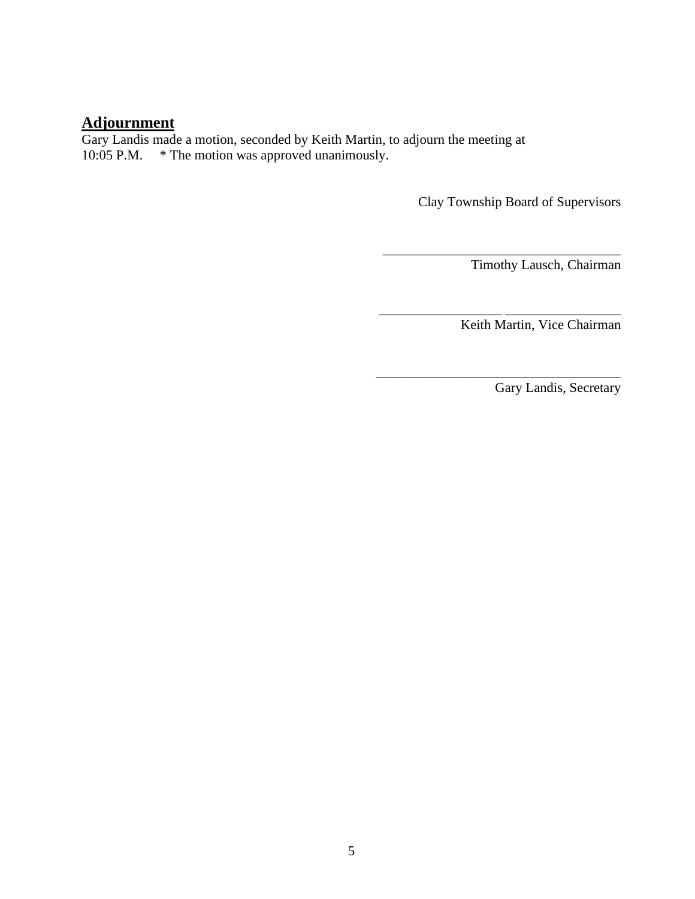## Adjournment

Gary Landis made a motion, seconded by Keith Martin, to adjourn the meeting at 10:05 P.M. * The motion was approved unanimously.

Clay Township Board of Supervisors

\_\_\_\_\_\_\_\_\_\_\_\_\_\_\_\_\_\_\_\_\_\_\_\_\_\_\_\_\_\_\_\_\_\_\_\_
Timothy Lausch, Chairman

\_\_\_\_\_\_\_\_\_\_\_\_\_\_\_\_\_\_ \_\_\_\_\_\_\_\_\_\_\_\_\_\_\_\_\_
Keith Martin, Vice Chairman

\_\_\_\_\_\_\_\_\_\_\_\_\_\_\_\_\_\_\_\_\_\_\_\_\_\_\_\_\_\_\_\_\_\_\_\_\_
Gary Landis, Secretary